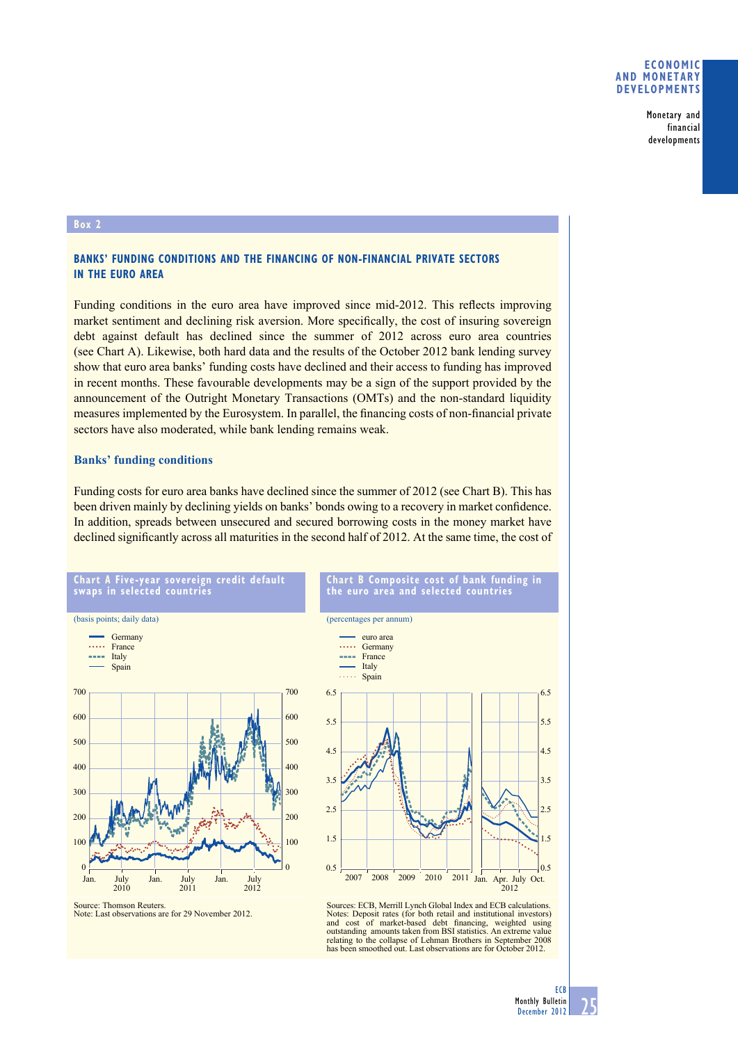## Box 2

### BANKS' FUNDING CONDITIONS AND THE FINANCING OF NON-FINANCIAL PRIVATE SECTORS IN THE EURO AREA

Funding conditions in the euro area have improved since mid-2012. This reflects improving market sentiment and declining risk aversion. More specifically, the cost of insuring sovereign debt against default has declined since the summer of 2012 across euro area countries (see Chart A). Likewise, both hard data and the results of the October 2012 bank lending survey show that euro area banks' funding costs have declined and their access to funding has improved in recent months. These favourable developments may be a sign of the support provided by the announcement of the Outright Monetary Transactions (OMTs) and the non-standard liquidity measures implemented by the Eurosystem. In parallel, the financing costs of non-financial private sectors have also moderated, while bank lending remains weak.

### Banks' funding conditions

Funding costs for euro area banks have declined since the summer of 2012 (see Chart B). This has been driven mainly by declining yields on banks' bonds owing to a recovery in market confidence. In addition, spreads between unsecured and secured borrowing costs in the money market have declined significantly across all maturities in the second half of 2012. At the same time, the cost of

**Chart A Five-year sovereign credit default swaps in selected countries**

(basis points; daily data)

Germany
France
Italy
Spain

700
600
500
400
300
200
100
0

Jan. July 2010 Jan. July 2011 Jan. July 2012

Source: Thomson Reuters.
Note: Last observations are for 29 November 2012.

**Chart B Composite cost of bank funding in the euro area and selected countries**

(percentages per annum)

euro area
Germany
France
Italy
Spain

6.5
5.5
4.5
3.5
2.5
1.5
0.5

2007 2008 2009 2010 2011 Jan. Apr. July Oct. 2012

Sources: ECB, Merrill Lynch Global Index and ECB calculations.
Notes: Deposit rates (for both retail and institutional investors) and cost of market-based debt financing, weighted using outstanding amounts taken from BSI statistics. An extreme value relating to the collapse of Lehman Brothers in September 2008 has been smoothed out. Last observations are for October 2012.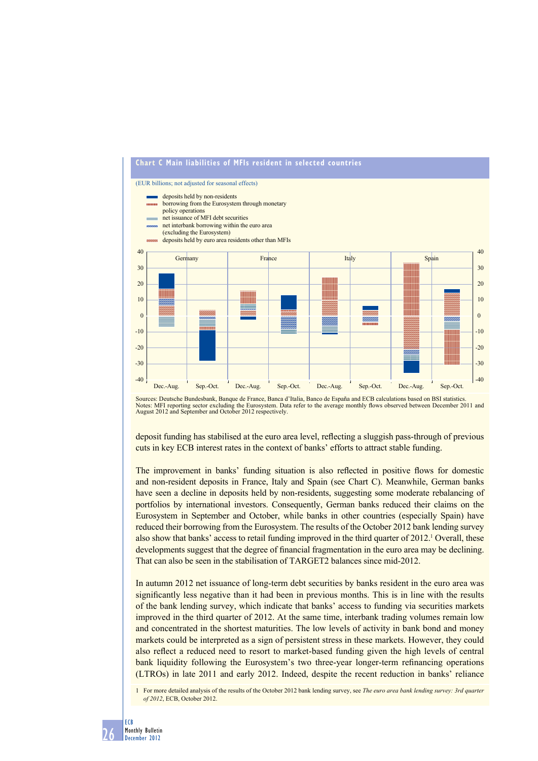**Chart C Main liabilities of MFIs resident in selected countries**

(EUR billions; not adjusted for seasonal effects)

deposits held by non-residents
borrowing from the Eurosystem through monetary policy operations
net issuance of MFI debt securities
net interbank borrowing within the euro area (excluding the Eurosystem)
deposits held by euro area residents other than MFIs

Germany
France
Italy
Spain

40
30
20
10
0
-10
-20
-30
-40

Dec.-Aug.
Sep.-Oct.
Dec.-Aug.
Sep.-Oct.
Dec.-Aug.
Sep.-Oct.
Dec.-Aug.
Sep.-Oct.

Sources: Deutsche Bundesbank, Banque de France, Banca d'Italia, Banco de España and ECB calculations based on BSI statistics.
Notes: MFI reporting sector excluding the Eurosystem. Data refer to the average monthly flows observed between December 2011 and August 2012 and September and October 2012 respectively.

deposit funding has stabilised at the euro area level, reflecting a sluggish pass-through of previous cuts in key ECB interest rates in the context of banks' efforts to attract stable funding.

The improvement in banks' funding situation is also reflected in positive flows for domestic and non-resident deposits in France, Italy and Spain (see Chart C). Meanwhile, German banks have seen a decline in deposits held by non-residents, suggesting some moderate rebalancing of portfolios by international investors. Consequently, German banks reduced their claims on the Eurosystem in September and October, while banks in other countries (especially Spain) have reduced their borrowing from the Eurosystem. The results of the October 2012 bank lending survey also show that banks' access to retail funding improved in the third quarter of 2012.[1] Overall, these developments suggest that the degree of financial fragmentation in the euro area may be declining. That can also be seen in the stabilisation of TARGET2 balances since mid-2012.

In autumn 2012 net issuance of long-term debt securities by banks resident in the euro area was significantly less negative than it had been in previous months. This is in line with the results of the bank lending survey, which indicate that banks' access to funding via securities markets improved in the third quarter of 2012. At the same time, interbank trading volumes remain low and concentrated in the shortest maturities. The low levels of activity in bank bond and money markets could be interpreted as a sign of persistent stress in these markets. However, they could also reflect a reduced need to resort to market-based funding given the high levels of central bank liquidity following the Eurosystem's two three-year longer-term refinancing operations (LTROs) in late 2011 and early 2012. Indeed, despite the recent reduction in banks' reliance

1 For more detailed analysis of the results of the October 2012 bank lending survey, see *The euro area bank lending survey: 3rd quarter of 2012*, ECB, October 2012.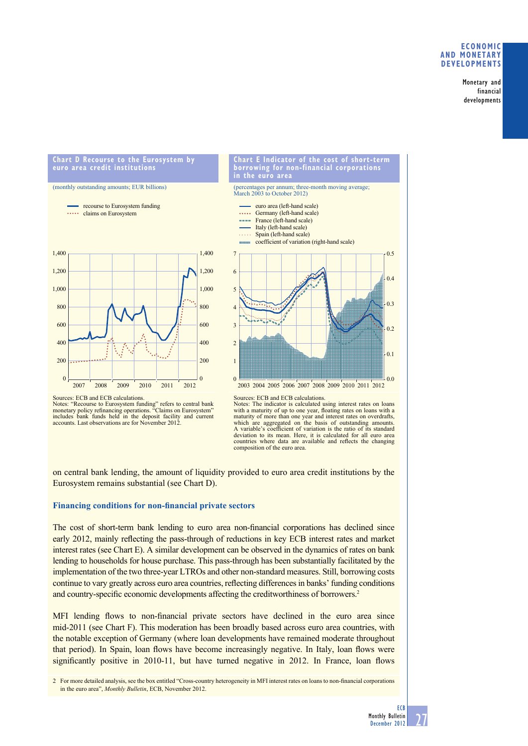### Chart D Recourse to the Eurosystem by euro area credit institutions

(monthly outstanding amounts; EUR billions)

recourse to Eurosystem funding
claims on Eurosystem

1,400
1,200
1,000
800
600
400
200
0

2007 2008 2009 2010 2011 2012

Sources: ECB and ECB calculations.
Notes: "Recourse to Eurosystem funding" refers to central bank monetary policy refinancing operations. "Claims on Eurosystem" includes bank funds held in the deposit facility and current accounts. Last observations are for November 2012.

### Chart E Indicator of the cost of short-term borrowing for non-financial corporations in the euro area

(percentages per annum; three-month moving average; March 2003 to October 2012)

euro area (left-hand scale)
Germany (left-hand scale)
France (left-hand scale)
Italy (left-hand scale)
Spain (left-hand scale)
coefficient of variation (right-hand scale)

7, 6, 5, 4, 3, 2, 1, 0
0.5, 0.4, 0.3, 0.2, 0.1, 0.0

2003 2004 2005 2006 2007 2008 2009 2010 2011 2012

Sources: ECB and ECB calculations.
Notes: The indicator is calculated using interest rates on loans with a maturity of up to one year, floating rates on loans with a maturity of more than one year and interest rates on overdrafts, which are aggregated on the basis of outstanding amounts. A variable's coefficient of variation is the ratio of its standard deviation to its mean. Here, it is calculated for all euro area countries where data are available and reflects the changing composition of the euro area.

on central bank lending, the amount of liquidity provided to euro area credit institutions by the Eurosystem remains substantial (see Chart D).

### Financing conditions for non-financial private sectors

The cost of short-term bank lending to euro area non-financial corporations has declined since early 2012, mainly reflecting the pass-through of reductions in key ECB interest rates and market interest rates (see Chart E). A similar development can be observed in the dynamics of rates on bank lending to households for house purchase. This pass-through has been substantially facilitated by the implementation of the two three-year LTROs and other non-standard measures. Still, borrowing costs continue to vary greatly across euro area countries, reflecting differences in banks' funding conditions and country-specific economic developments affecting the creditworthiness of borrowers.[2]

MFI lending flows to non-financial private sectors have declined in the euro area since mid-2011 (see Chart F). This moderation has been broadly based across euro area countries, with the notable exception of Germany (where loan developments have remained moderate throughout that period). In Spain, loan flows have become increasingly negative. In Italy, loan flows were significantly positive in 2010-11, but have turned negative in 2012. In France, loan flows

2 For more detailed analysis, see the box entitled "Cross-country heterogeneity in MFI interest rates on loans to non-financial corporations in the euro area", *Monthly Bulletin*, ECB, November 2012.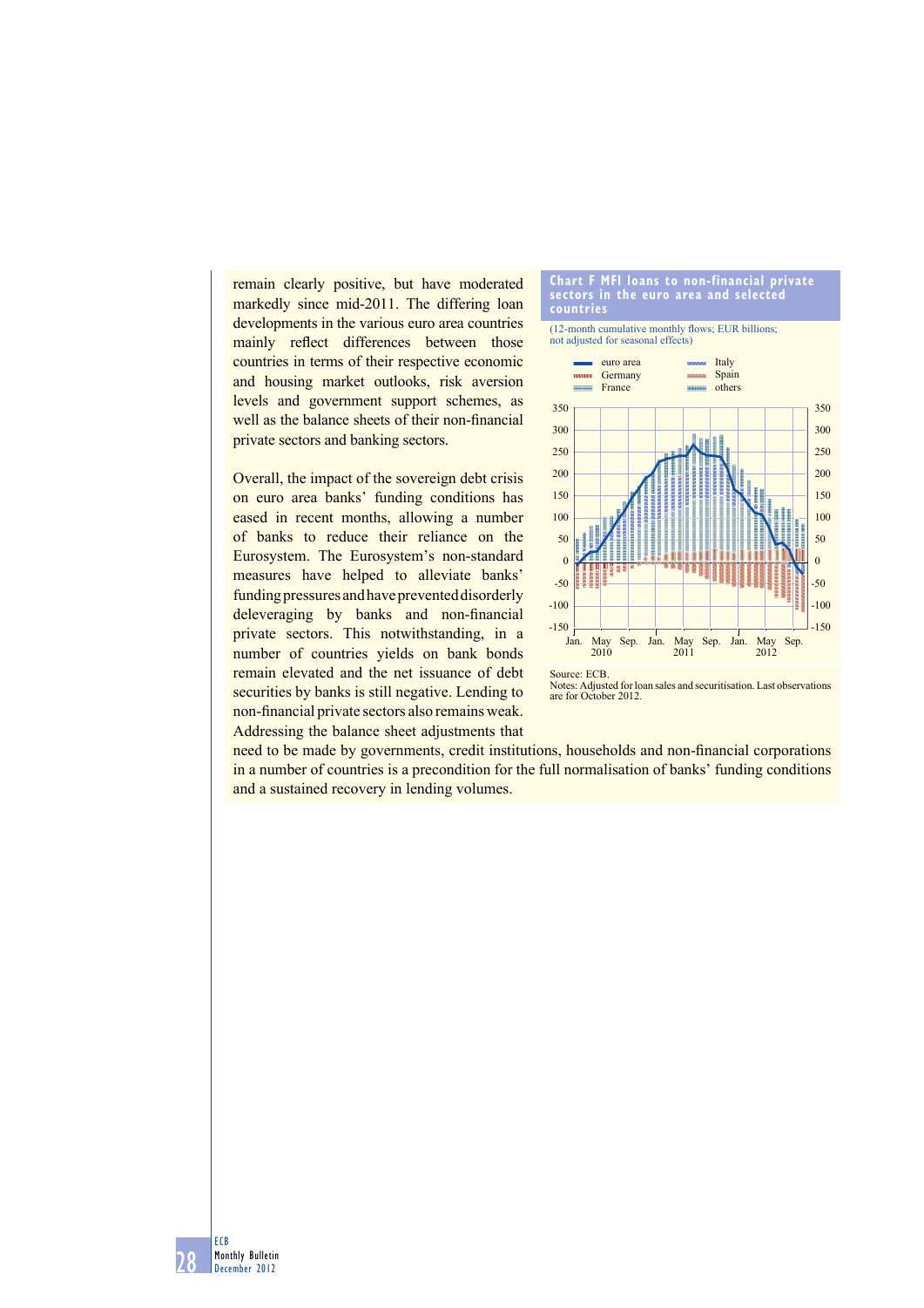remain clearly positive, but have moderated markedly since mid-2011. The differing loan developments in the various euro area countries mainly reflect differences between those countries in terms of their respective economic and housing market outlooks, risk aversion levels and government support schemes, as well as the balance sheets of their non-financial private sectors and banking sectors.

Overall, the impact of the sovereign debt crisis on euro area banks' funding conditions has eased in recent months, allowing a number of banks to reduce their reliance on the Eurosystem. The Eurosystem's non-standard measures have helped to alleviate banks' funding pressures and have prevented disorderly deleveraging by banks and non-financial private sectors. This notwithstanding, in a number of countries yields on bank bonds remain elevated and the net issuance of debt securities by banks is still negative. Lending to non-financial private sectors also remains weak. Addressing the balance sheet adjustments that need to be made by governments, credit institutions, households and non-financial corporations in a number of countries is a precondition for the full normalisation of banks' funding conditions and a sustained recovery in lending volumes.

**Chart F MFI loans to non-financial private sectors in the euro area and selected countries**

(12-month cumulative monthly flows; EUR billions; not adjusted for seasonal effects)

euro area
Germany
France
Italy
Spain
others

350
300
250
200
150
100
50
0
-50
-100
-150

Jan. May Sep. Jan. May Sep. Jan. May Sep.
2010 2011 2012

Source: ECB.
Notes: Adjusted for loan sales and securitisation. Last observations are for October 2012.